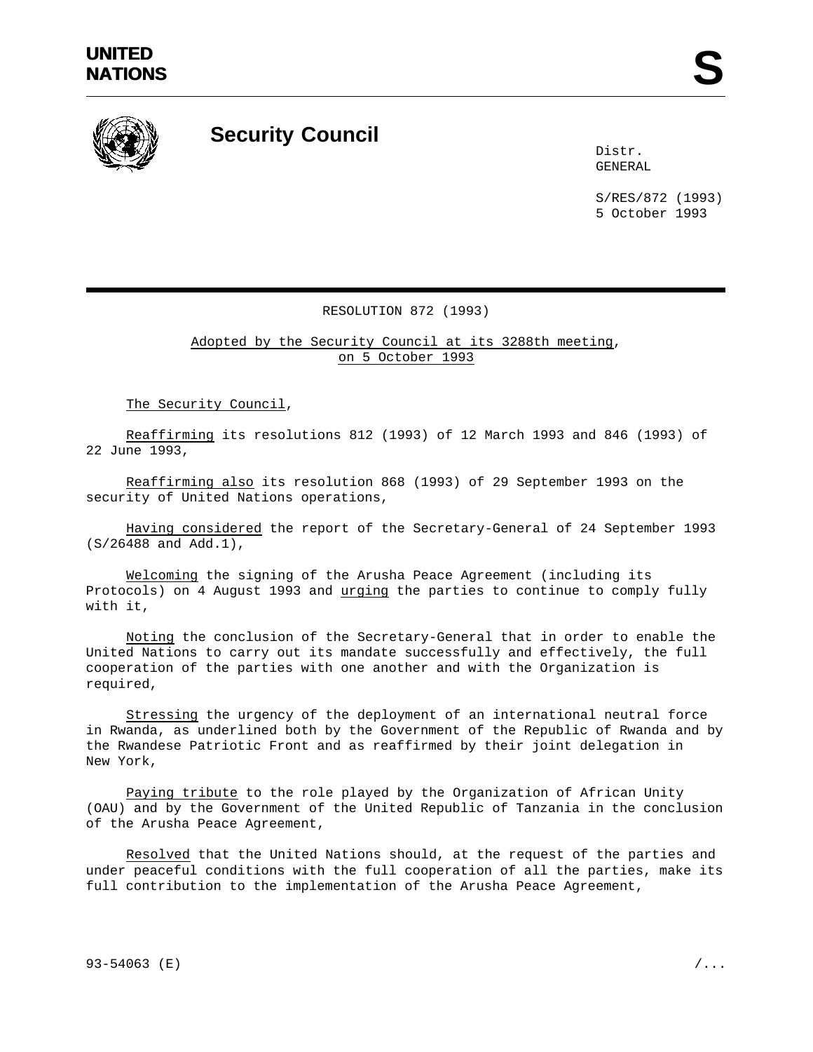**UNITED NATIONS**

# Security Council

Distr.
GENERAL

S/RES/872 (1993)
5 October 1993

RESOLUTION 872 (1993)

Adopted by the Security Council at its 3288th meeting, on 5 October 1993

The Security Council,

Reaffirming its resolutions 812 (1993) of 12 March 1993 and 846 (1993) of 22 June 1993,

Reaffirming also its resolution 868 (1993) of 29 September 1993 on the security of United Nations operations,

Having considered the report of the Secretary-General of 24 September 1993 (S/26488 and Add.1),

Welcoming the signing of the Arusha Peace Agreement (including its Protocols) on 4 August 1993 and urging the parties to continue to comply fully with it,

Noting the conclusion of the Secretary-General that in order to enable the United Nations to carry out its mandate successfully and effectively, the full cooperation of the parties with one another and with the Organization is required,

Stressing the urgency of the deployment of an international neutral force in Rwanda, as underlined both by the Government of the Republic of Rwanda and by the Rwandese Patriotic Front and as reaffirmed by their joint delegation in New York,

Paying tribute to the role played by the Organization of African Unity (OAU) and by the Government of the United Republic of Tanzania in the conclusion of the Arusha Peace Agreement,

Resolved that the United Nations should, at the request of the parties and under peaceful conditions with the full cooperation of all the parties, make its full contribution to the implementation of the Arusha Peace Agreement,

93-54063 (E)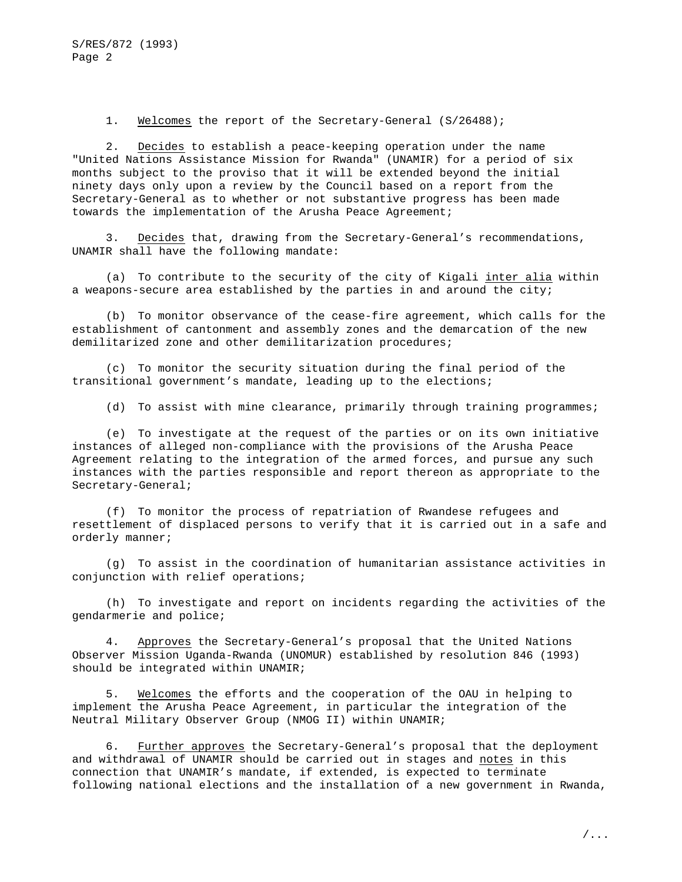1. _Welcomes_ the report of the Secretary-General (S/26488);

2. _Decides_ to establish a peace-keeping operation under the name "United Nations Assistance Mission for Rwanda" (UNAMIR) for a period of six months subject to the proviso that it will be extended beyond the initial ninety days only upon a review by the Council based on a report from the Secretary-General as to whether or not substantive progress has been made towards the implementation of the Arusha Peace Agreement;

3. _Decides_ that, drawing from the Secretary-General's recommendations, UNAMIR shall have the following mandate:

(a) To contribute to the security of the city of Kigali _inter alia_ within a weapons-secure area established by the parties in and around the city;

(b) To monitor observance of the cease-fire agreement, which calls for the establishment of cantonment and assembly zones and the demarcation of the new demilitarized zone and other demilitarization procedures;

(c) To monitor the security situation during the final period of the transitional government's mandate, leading up to the elections;

(d) To assist with mine clearance, primarily through training programmes;

(e) To investigate at the request of the parties or on its own initiative instances of alleged non-compliance with the provisions of the Arusha Peace Agreement relating to the integration of the armed forces, and pursue any such instances with the parties responsible and report thereon as appropriate to the Secretary-General;

(f) To monitor the process of repatriation of Rwandese refugees and resettlement of displaced persons to verify that it is carried out in a safe and orderly manner;

(g) To assist in the coordination of humanitarian assistance activities in conjunction with relief operations;

(h) To investigate and report on incidents regarding the activities of the gendarmerie and police;

4. _Approves_ the Secretary-General's proposal that the United Nations Observer Mission Uganda-Rwanda (UNOMUR) established by resolution 846 (1993) should be integrated within UNAMIR;

5. _Welcomes_ the efforts and the cooperation of the OAU in helping to implement the Arusha Peace Agreement, in particular the integration of the Neutral Military Observer Group (NMOG II) within UNAMIR;

6. _Further approves_ the Secretary-General's proposal that the deployment and withdrawal of UNAMIR should be carried out in stages and _notes_ in this connection that UNAMIR's mandate, if extended, is expected to terminate following national elections and the installation of a new government in Rwanda,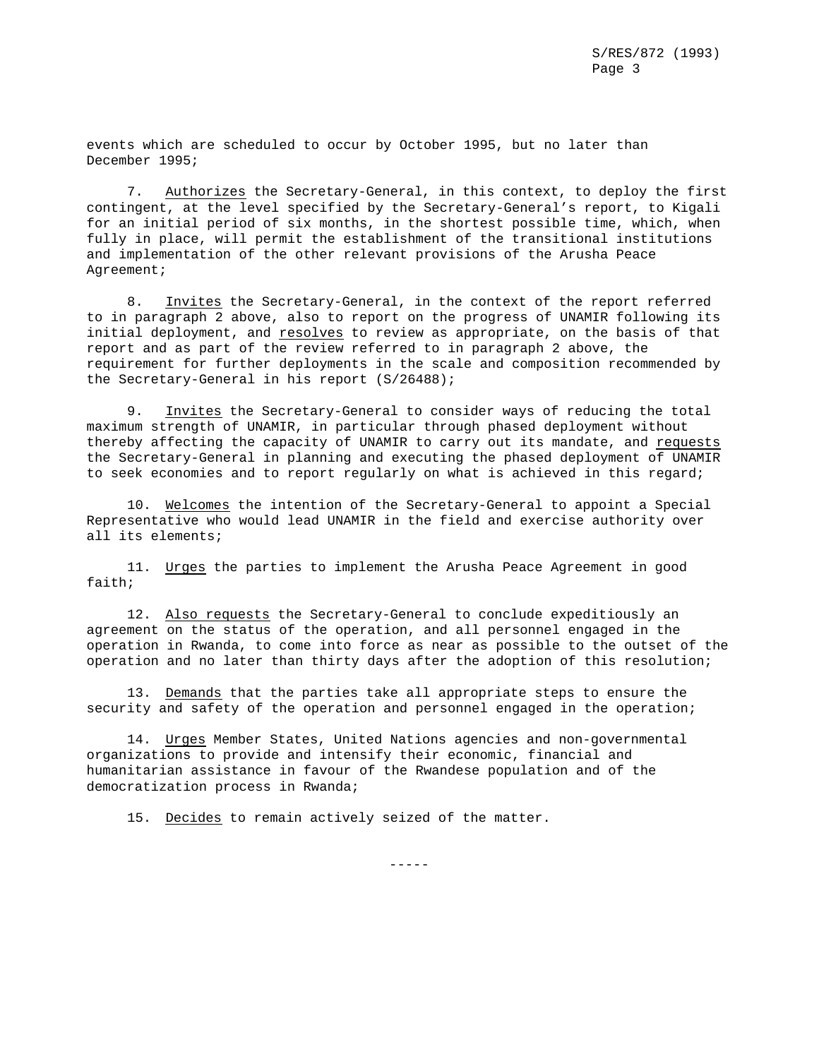events which are scheduled to occur by October 1995, but no later than December 1995;

7. Authorizes the Secretary-General, in this context, to deploy the first contingent, at the level specified by the Secretary-General's report, to Kigali for an initial period of six months, in the shortest possible time, which, when fully in place, will permit the establishment of the transitional institutions and implementation of the other relevant provisions of the Arusha Peace Agreement;

8. Invites the Secretary-General, in the context of the report referred to in paragraph 2 above, also to report on the progress of UNAMIR following its initial deployment, and resolves to review as appropriate, on the basis of that report and as part of the review referred to in paragraph 2 above, the requirement for further deployments in the scale and composition recommended by the Secretary-General in his report (S/26488);

9. Invites the Secretary-General to consider ways of reducing the total maximum strength of UNAMIR, in particular through phased deployment without thereby affecting the capacity of UNAMIR to carry out its mandate, and requests the Secretary-General in planning and executing the phased deployment of UNAMIR to seek economies and to report regularly on what is achieved in this regard;

10. Welcomes the intention of the Secretary-General to appoint a Special Representative who would lead UNAMIR in the field and exercise authority over all its elements;

11. Urges the parties to implement the Arusha Peace Agreement in good faith;

12. Also requests the Secretary-General to conclude expeditiously an agreement on the status of the operation, and all personnel engaged in the operation in Rwanda, to come into force as near as possible to the outset of the operation and no later than thirty days after the adoption of this resolution;

13. Demands that the parties take all appropriate steps to ensure the security and safety of the operation and personnel engaged in the operation;

14. Urges Member States, United Nations agencies and non-governmental organizations to provide and intensify their economic, financial and humanitarian assistance in favour of the Rwandese population and of the democratization process in Rwanda;

15. Decides to remain actively seized of the matter.

-----